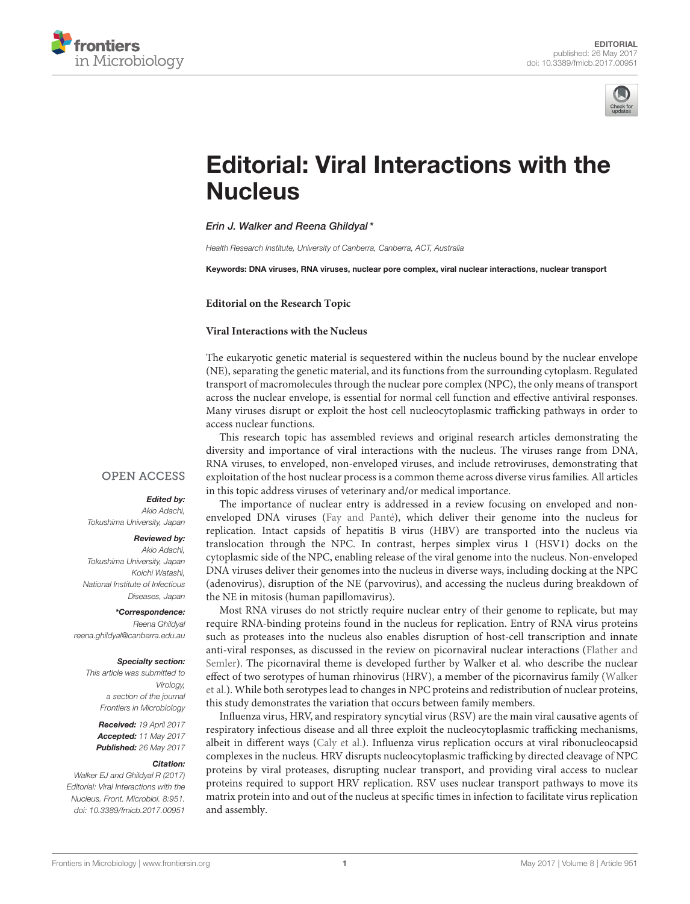EDITORIAL
published: 26 May 2017
doi: 10.3389/fmicb.2017.00951

# Editorial: Viral Interactions with the Nucleus

*Erin J. Walker and Reena Ghildyal\**

*Health Research Institute, University of Canberra, Canberra, ACT, Australia*

**Keywords: DNA viruses, RNA viruses, nuclear pore complex, viral nuclear interactions, nuclear transport**

**Editorial on the Research Topic**

**Viral Interactions with the Nucleus**

OPEN ACCESS

***Edited by:***
*Akio Adachi,*
*Tokushima University, Japan*

***Reviewed by:***
*Akio Adachi,*
*Tokushima University, Japan*
*Koichi Watashi,*
*National Institute of Infectious Diseases, Japan*

***\*Correspondence:***
*Reena Ghildyal*
*reena.ghildyal@canberra.edu.au*

***Specialty section:***
*This article was submitted to Virology, a section of the journal Frontiers in Microbiology*

***Received:*** *19 April 2017*
***Accepted:*** *11 May 2017*
***Published:*** *26 May 2017*

***Citation:***
*Walker EJ and Ghildyal R (2017) Editorial: Viral Interactions with the Nucleus. Front. Microbiol. 8:951. doi: 10.3389/fmicb.2017.00951*

The eukaryotic genetic material is sequestered within the nucleus bound by the nuclear envelope (NE), separating the genetic material, and its functions from the surrounding cytoplasm. Regulated transport of macromolecules through the nuclear pore complex (NPC), the only means of transport across the nuclear envelope, is essential for normal cell function and effective antiviral responses. Many viruses disrupt or exploit the host cell nucleocytoplasmic trafficking pathways in order to access nuclear functions.

This research topic has assembled reviews and original research articles demonstrating the diversity and importance of viral interactions with the nucleus. The viruses range from DNA, RNA viruses, to enveloped, non-enveloped viruses, and include retroviruses, demonstrating that exploitation of the host nuclear process is a common theme across diverse virus families. All articles in this topic address viruses of veterinary and/or medical importance.

The importance of nuclear entry is addressed in a review focusing on enveloped and non-enveloped DNA viruses (Fay and Panté), which deliver their genome into the nucleus for replication. Intact capsids of hepatitis B virus (HBV) are transported into the nucleus via translocation through the NPC. In contrast, herpes simplex virus 1 (HSV1) docks on the cytoplasmic side of the NPC, enabling release of the viral genome into the nucleus. Non-enveloped DNA viruses deliver their genomes into the nucleus in diverse ways, including docking at the NPC (adenovirus), disruption of the NE (parvovirus), and accessing the nucleus during breakdown of the NE in mitosis (human papillomavirus).

Most RNA viruses do not strictly require nuclear entry of their genome to replicate, but may require RNA-binding proteins found in the nucleus for replication. Entry of RNA virus proteins such as proteases into the nucleus also enables disruption of host-cell transcription and innate anti-viral responses, as discussed in the review on picornaviral nuclear interactions (Flather and Semler). The picornaviral theme is developed further by Walker et al. who describe the nuclear effect of two serotypes of human rhinovirus (HRV), a member of the picornavirus family (Walker et al.). While both serotypes lead to changes in NPC proteins and redistribution of nuclear proteins, this study demonstrates the variation that occurs between family members.

Influenza virus, HRV, and respiratory syncytial virus (RSV) are the main viral causative agents of respiratory infectious disease and all three exploit the nucleocytoplasmic trafficking mechanisms, albeit in different ways (Caly et al.). Influenza virus replication occurs at viral ribonucleocapsid complexes in the nucleus. HRV disrupts nucleocytoplasmic trafficking by directed cleavage of NPC proteins by viral proteases, disrupting nuclear transport, and providing viral access to nuclear proteins required to support HRV replication. RSV uses nuclear transport pathways to move its matrix protein into and out of the nucleus at specific times in infection to facilitate virus replication and assembly.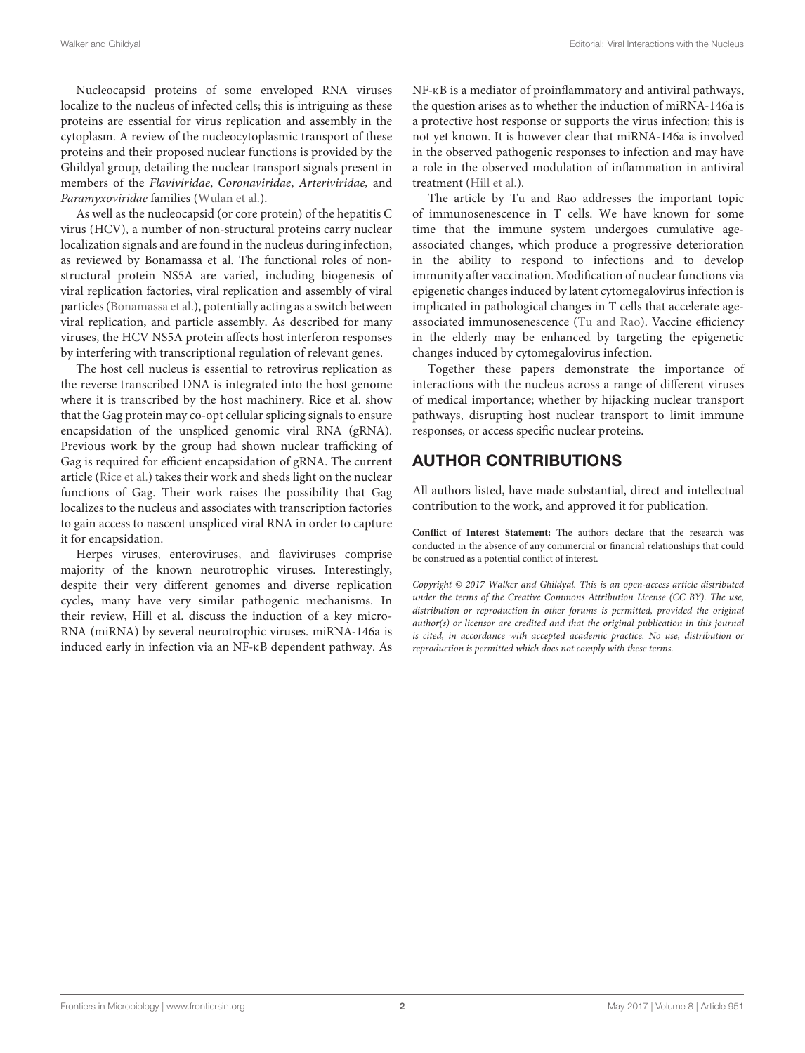Nucleocapsid proteins of some enveloped RNA viruses localize to the nucleus of infected cells; this is intriguing as these proteins are essential for virus replication and assembly in the cytoplasm. A review of the nucleocytoplasmic transport of these proteins and their proposed nuclear functions is provided by the Ghildyal group, detailing the nuclear transport signals present in members of the *Flaviviridae*, *Coronaviridae*, *Arteriviridae,* and *Paramyxoviridae* families (Wulan et al.).

As well as the nucleocapsid (or core protein) of the hepatitis C virus (HCV), a number of non-structural proteins carry nuclear localization signals and are found in the nucleus during infection, as reviewed by Bonamassa et al. The functional roles of non-structural protein NS5A are varied, including biogenesis of viral replication factories, viral replication and assembly of viral particles (Bonamassa et al.), potentially acting as a switch between viral replication, and particle assembly. As described for many viruses, the HCV NS5A protein affects host interferon responses by interfering with transcriptional regulation of relevant genes.

The host cell nucleus is essential to retrovirus replication as the reverse transcribed DNA is integrated into the host genome where it is transcribed by the host machinery. Rice et al. show that the Gag protein may co-opt cellular splicing signals to ensure encapsidation of the unspliced genomic viral RNA (gRNA). Previous work by the group had shown nuclear trafficking of Gag is required for efficient encapsidation of gRNA. The current article (Rice et al.) takes their work and sheds light on the nuclear functions of Gag. Their work raises the possibility that Gag localizes to the nucleus and associates with transcription factories to gain access to nascent unspliced viral RNA in order to capture it for encapsidation.

Herpes viruses, enteroviruses, and flaviviruses comprise majority of the known neurotrophic viruses. Interestingly, despite their very different genomes and diverse replication cycles, many have very similar pathogenic mechanisms. In their review, Hill et al. discuss the induction of a key micro-RNA (miRNA) by several neurotrophic viruses. miRNA-146a is induced early in infection via an NF-κB dependent pathway. As NF-κB is a mediator of proinflammatory and antiviral pathways, the question arises as to whether the induction of miRNA-146a is a protective host response or supports the virus infection; this is not yet known. It is however clear that miRNA-146a is involved in the observed pathogenic responses to infection and may have a role in the observed modulation of inflammation in antiviral treatment (Hill et al.).

The article by Tu and Rao addresses the important topic of immunosenescence in T cells. We have known for some time that the immune system undergoes cumulative age-associated changes, which produce a progressive deterioration in the ability to respond to infections and to develop immunity after vaccination. Modification of nuclear functions via epigenetic changes induced by latent cytomegalovirus infection is implicated in pathological changes in T cells that accelerate age-associated immunosenescence (Tu and Rao). Vaccine efficiency in the elderly may be enhanced by targeting the epigenetic changes induced by cytomegalovirus infection.

Together these papers demonstrate the importance of interactions with the nucleus across a range of different viruses of medical importance; whether by hijacking nuclear transport pathways, disrupting host nuclear transport to limit immune responses, or access specific nuclear proteins.

## AUTHOR CONTRIBUTIONS

All authors listed, have made substantial, direct and intellectual contribution to the work, and approved it for publication.

**Conflict of Interest Statement:** The authors declare that the research was conducted in the absence of any commercial or financial relationships that could be construed as a potential conflict of interest.

*Copyright © 2017 Walker and Ghildyal. This is an open-access article distributed under the terms of the Creative Commons Attribution License (CC BY). The use, distribution or reproduction in other forums is permitted, provided the original author(s) or licensor are credited and that the original publication in this journal is cited, in accordance with accepted academic practice. No use, distribution or reproduction is permitted which does not comply with these terms.*